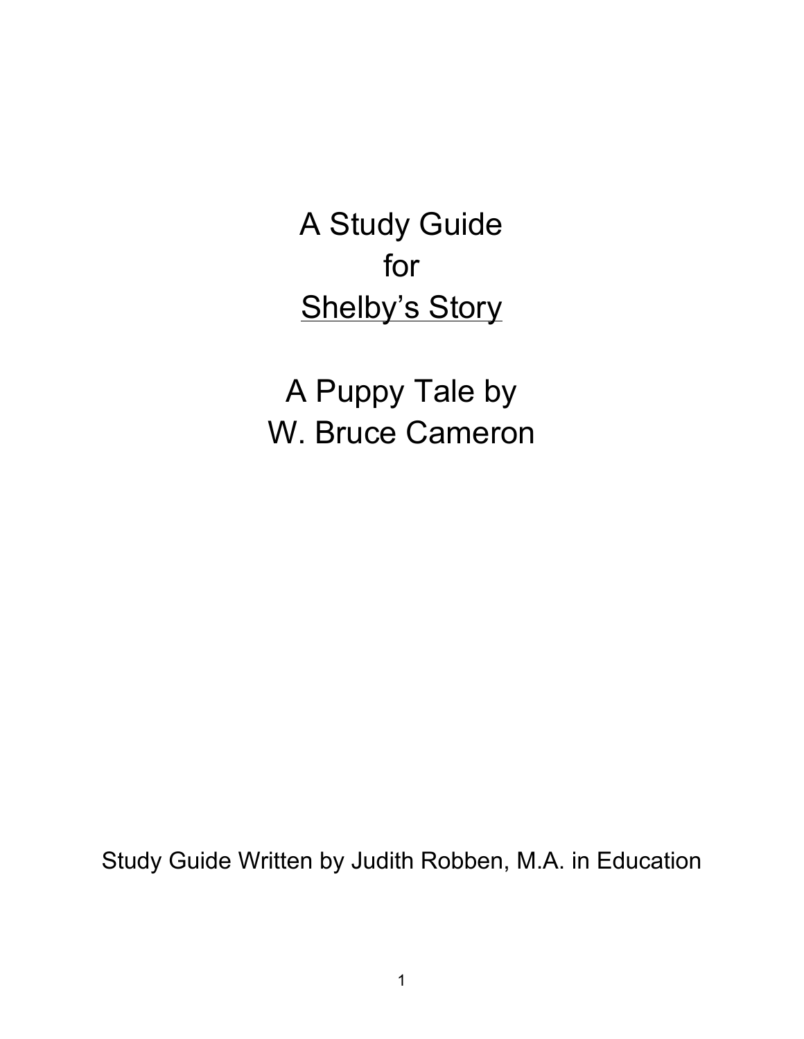# A Study Guide for Shelby's Story

# A Puppy Tale by W. Bruce Cameron

Study Guide Written by Judith Robben, M.A. in Education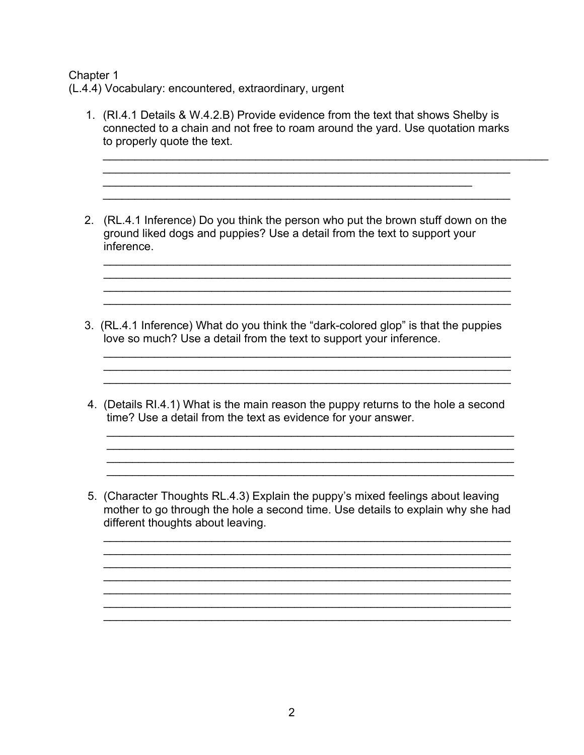Chapter 1

(L.4.4) Vocabulary: encountered, extraordinary, urgent

1. (RI.4.1 Details & W.4.2.B) Provide evidence from the text that shows Shelby is connected to a chain and not free to roam around the yard. Use quotation marks to properly quote the text.

   ______________________________________________________________________
   ______________________________________________________________________
   ______________________________________________________________________
   ______________________________________________________________________

2. (RL.4.1 Inference) Do you think the person who put the brown stuff down on the ground liked dogs and puppies? Use a detail from the text to support your inference.

   ______________________________________________________________________
   ______________________________________________________________________
   ______________________________________________________________________
   ______________________________________________________________________

3. (RL.4.1 Inference) What do you think the "dark-colored glop" is that the puppies love so much? Use a detail from the text to support your inference.

   ______________________________________________________________________
   ______________________________________________________________________
   ______________________________________________________________________

4. (Details RI.4.1) What is the main reason the puppy returns to the hole a second time? Use a detail from the text as evidence for your answer.

   ______________________________________________________________________
   ______________________________________________________________________
   ______________________________________________________________________
   ______________________________________________________________________

5. (Character Thoughts RL.4.3) Explain the puppy's mixed feelings about leaving mother to go through the hole a second time. Use details to explain why she had different thoughts about leaving.

   ______________________________________________________________________
   ______________________________________________________________________
   ______________________________________________________________________
   ______________________________________________________________________
   ______________________________________________________________________
   ______________________________________________________________________
   ______________________________________________________________________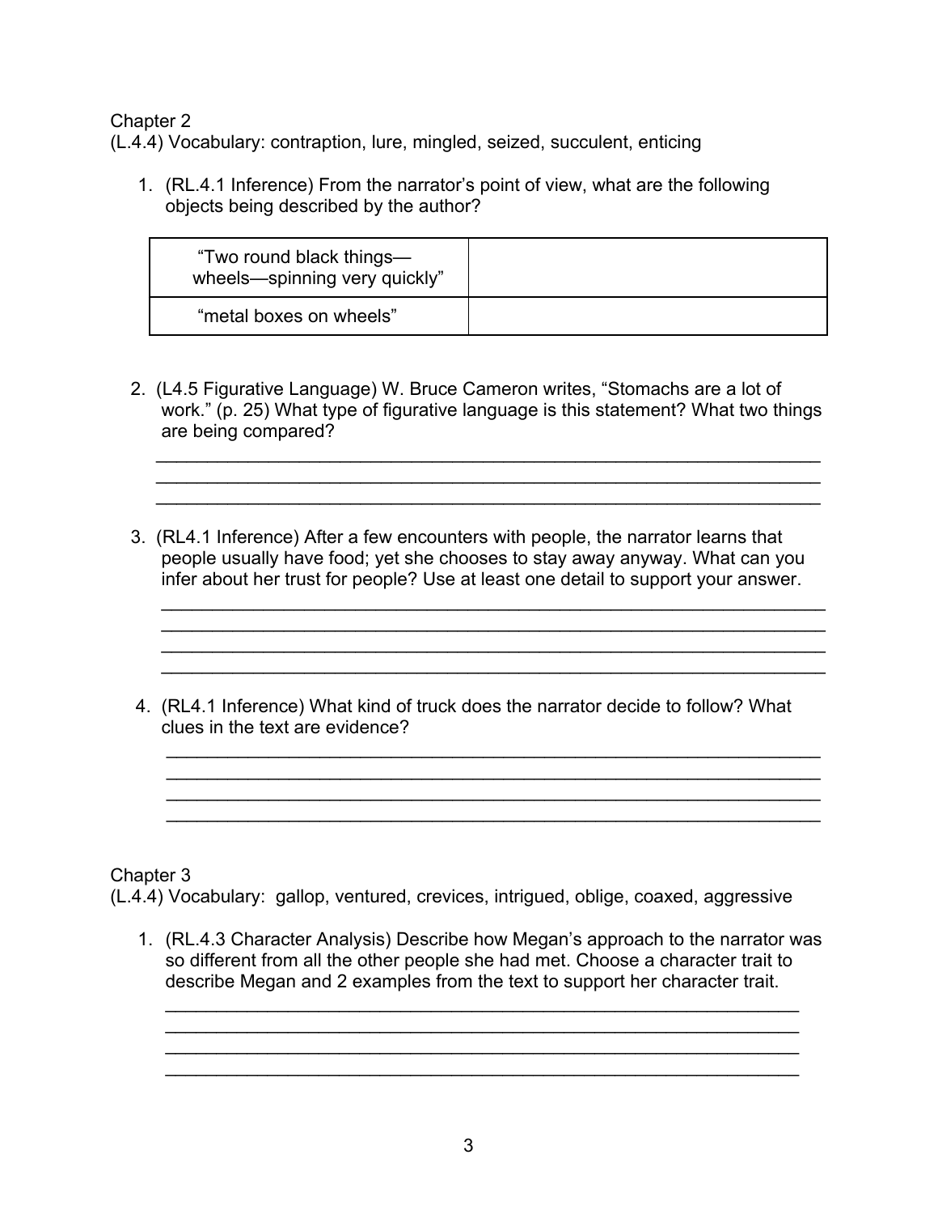Chapter 2

(L.4.4) Vocabulary: contraption, lure, mingled, seized, succulent, enticing

1. (RL.4.1 Inference) From the narrator's point of view, what are the following objects being described by the author?

| | |
|---|---|
| "Two round black things—wheels—spinning very quickly" | |
| "metal boxes on wheels" | |

2. (L4.5 Figurative Language) W. Bruce Cameron writes, "Stomachs are a lot of work." (p. 25) What type of figurative language is this statement? What two things are being compared?

______________________________________________________________________
______________________________________________________________________
______________________________________________________________________

3. (RL4.1 Inference) After a few encounters with people, the narrator learns that people usually have food; yet she chooses to stay away anyway. What can you infer about her trust for people? Use at least one detail to support your answer.

______________________________________________________________________
______________________________________________________________________
______________________________________________________________________
______________________________________________________________________

4. (RL4.1 Inference) What kind of truck does the narrator decide to follow? What clues in the text are evidence?

______________________________________________________________________
______________________________________________________________________
______________________________________________________________________
______________________________________________________________________

Chapter 3

(L.4.4) Vocabulary: gallop, ventured, crevices, intrigued, oblige, coaxed, aggressive

1. (RL.4.3 Character Analysis) Describe how Megan's approach to the narrator was so different from all the other people she had met. Choose a character trait to describe Megan and 2 examples from the text to support her character trait.

______________________________________________________________________
______________________________________________________________________
______________________________________________________________________
______________________________________________________________________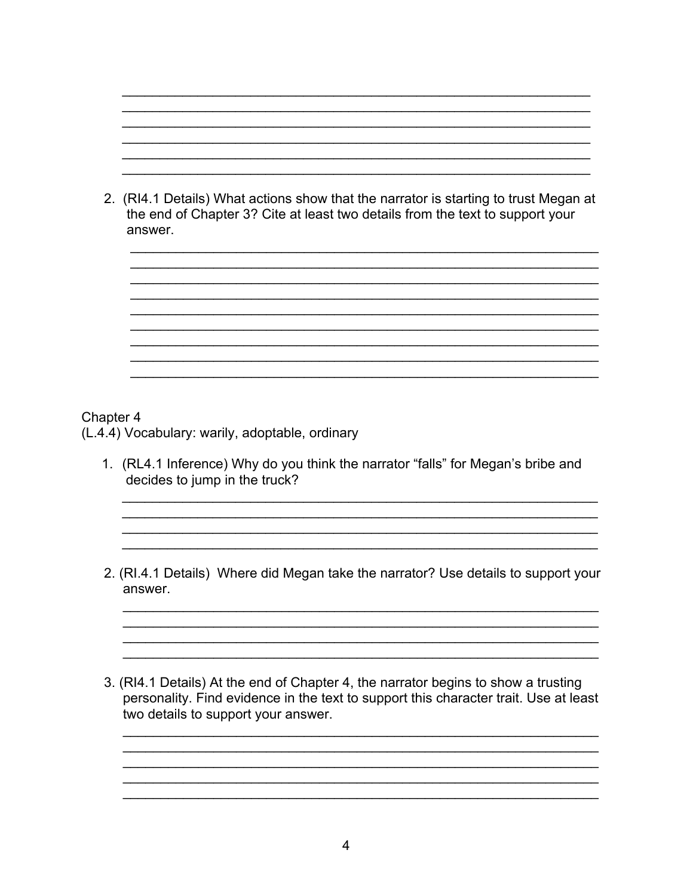______________________________________________________________
______________________________________________________________
______________________________________________________________
______________________________________________________________
______________________________________________________________
______________________________________________________________

2. (RI4.1 Details) What actions show that the narrator is starting to trust Megan at the end of Chapter 3? Cite at least two details from the text to support your answer.

______________________________________________________________
______________________________________________________________
______________________________________________________________
______________________________________________________________
______________________________________________________________
______________________________________________________________
______________________________________________________________
______________________________________________________________
______________________________________________________________

Chapter 4

(L.4.4) Vocabulary: warily, adoptable, ordinary

1. (RL4.1 Inference) Why do you think the narrator "falls" for Megan's bribe and decides to jump in the truck?

______________________________________________________________
______________________________________________________________
______________________________________________________________
______________________________________________________________

2. (RI.4.1 Details) Where did Megan take the narrator? Use details to support your answer.

______________________________________________________________
______________________________________________________________
______________________________________________________________
______________________________________________________________

3. (RI4.1 Details) At the end of Chapter 4, the narrator begins to show a trusting personality. Find evidence in the text to support this character trait. Use at least two details to support your answer.

______________________________________________________________
______________________________________________________________
______________________________________________________________
______________________________________________________________
______________________________________________________________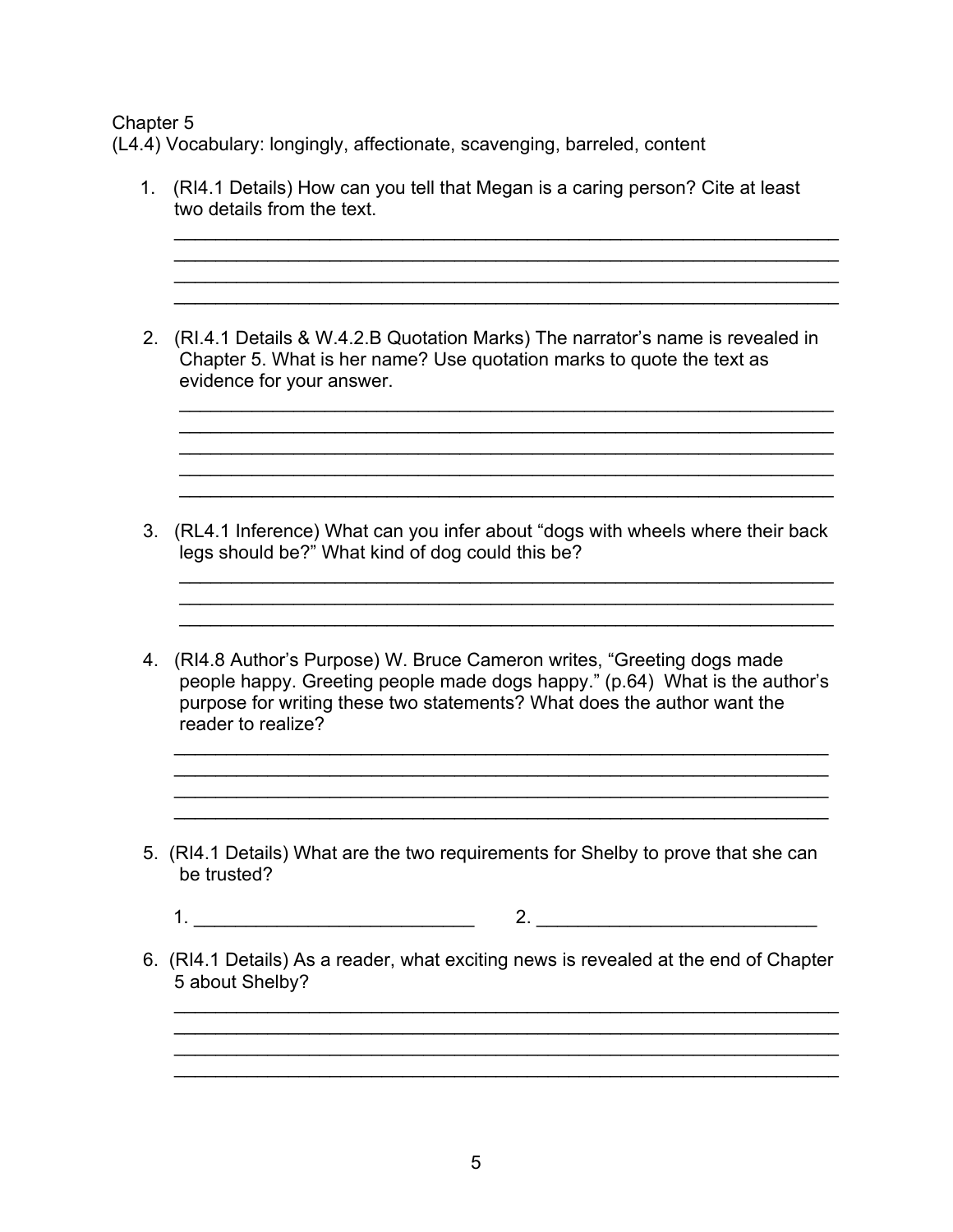Chapter 5

(L4.4) Vocabulary: longingly, affectionate, scavenging, barreled, content

1. (RI4.1 Details) How can you tell that Megan is a caring person? Cite at least two details from the text.

   ______________________________________________________________
   ______________________________________________________________
   ______________________________________________________________
   ______________________________________________________________

2. (RI.4.1 Details & W.4.2.B Quotation Marks) The narrator's name is revealed in Chapter 5. What is her name? Use quotation marks to quote the text as evidence for your answer.

   ______________________________________________________________
   ______________________________________________________________
   ______________________________________________________________
   ______________________________________________________________
   ______________________________________________________________

3. (RL4.1 Inference) What can you infer about "dogs with wheels where their back legs should be?" What kind of dog could this be?

   ______________________________________________________________
   ______________________________________________________________
   ______________________________________________________________

4. (RI4.8 Author's Purpose) W. Bruce Cameron writes, "Greeting dogs made people happy. Greeting people made dogs happy." (p.64) What is the author's purpose for writing these two statements? What does the author want the reader to realize?

   ______________________________________________________________
   ______________________________________________________________
   ______________________________________________________________
   ______________________________________________________________

5. (RI4.1 Details) What are the two requirements for Shelby to prove that she can be trusted?

   1. ___________________________ 2. ___________________________

6. (RI4.1 Details) As a reader, what exciting news is revealed at the end of Chapter 5 about Shelby?

   ______________________________________________________________
   ______________________________________________________________
   ______________________________________________________________
   ______________________________________________________________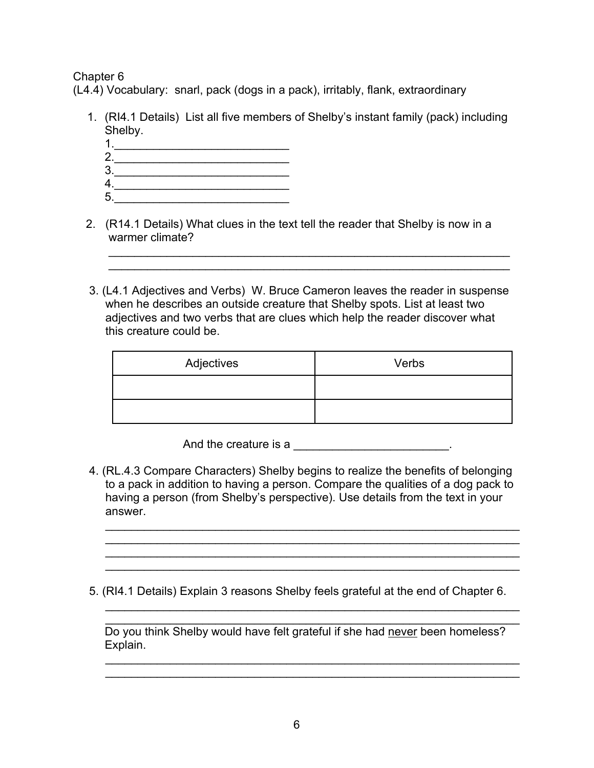Chapter 6

(L4.4) Vocabulary: snarl, pack (dogs in a pack), irritably, flank, extraordinary

1. (RI4.1 Details) List all five members of Shelby's instant family (pack) including Shelby.
   1.___________________________
   2.___________________________
   3.___________________________
   4.___________________________
   5.___________________________

2. (R14.1 Details) What clues in the text tell the reader that Shelby is now in a warmer climate?

   _________________________________________________________________
   _________________________________________________________________

3. (L4.1 Adjectives and Verbs) W. Bruce Cameron leaves the reader in suspense when he describes an outside creature that Shelby spots. List at least two adjectives and two verbs that are clues which help the reader discover what this creature could be.

| Adjectives | Verbs |
| --- | --- |
| | |
| | |

And the creature is a ________________________.

4. (RL.4.3 Compare Characters) Shelby begins to realize the benefits of belonging to a pack in addition to having a person. Compare the qualities of a dog pack to having a person (from Shelby's perspective). Use details from the text in your answer.

   _________________________________________________________________
   _________________________________________________________________
   _________________________________________________________________
   _________________________________________________________________

5. (RI4.1 Details) Explain 3 reasons Shelby feels grateful at the end of Chapter 6.

   _________________________________________________________________
   _________________________________________________________________

   Do you think Shelby would have felt grateful if she had <u>never</u> been homeless? Explain.

   _________________________________________________________________
   _________________________________________________________________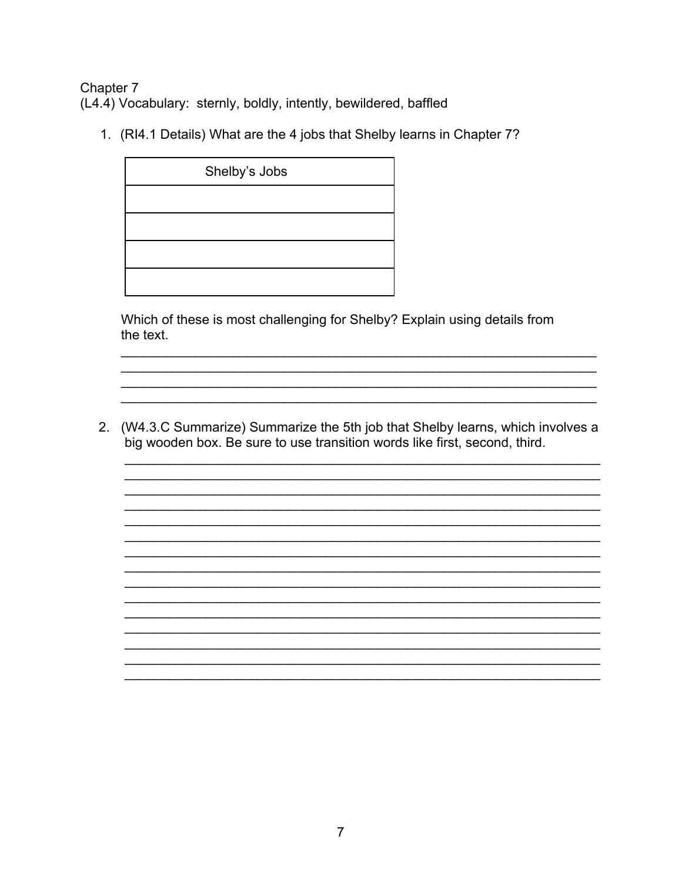Chapter 7

(L4.4) Vocabulary: sternly, boldly, intently, bewildered, baffled

1. (RI4.1 Details) What are the 4 jobs that Shelby learns in Chapter 7?

| Shelby's Jobs |
|---|
| |
| |
| |
| |

Which of these is most challenging for Shelby? Explain using details from the text.

_______________________________________________________________
_______________________________________________________________
_______________________________________________________________
_______________________________________________________________

2. (W4.3.C Summarize) Summarize the 5th job that Shelby learns, which involves a big wooden box. Be sure to use transition words like first, second, third.

_______________________________________________________________
_______________________________________________________________
_______________________________________________________________
_______________________________________________________________
_______________________________________________________________
_______________________________________________________________
_______________________________________________________________
_______________________________________________________________
_______________________________________________________________
_______________________________________________________________
_______________________________________________________________
_______________________________________________________________
_______________________________________________________________
_______________________________________________________________
_______________________________________________________________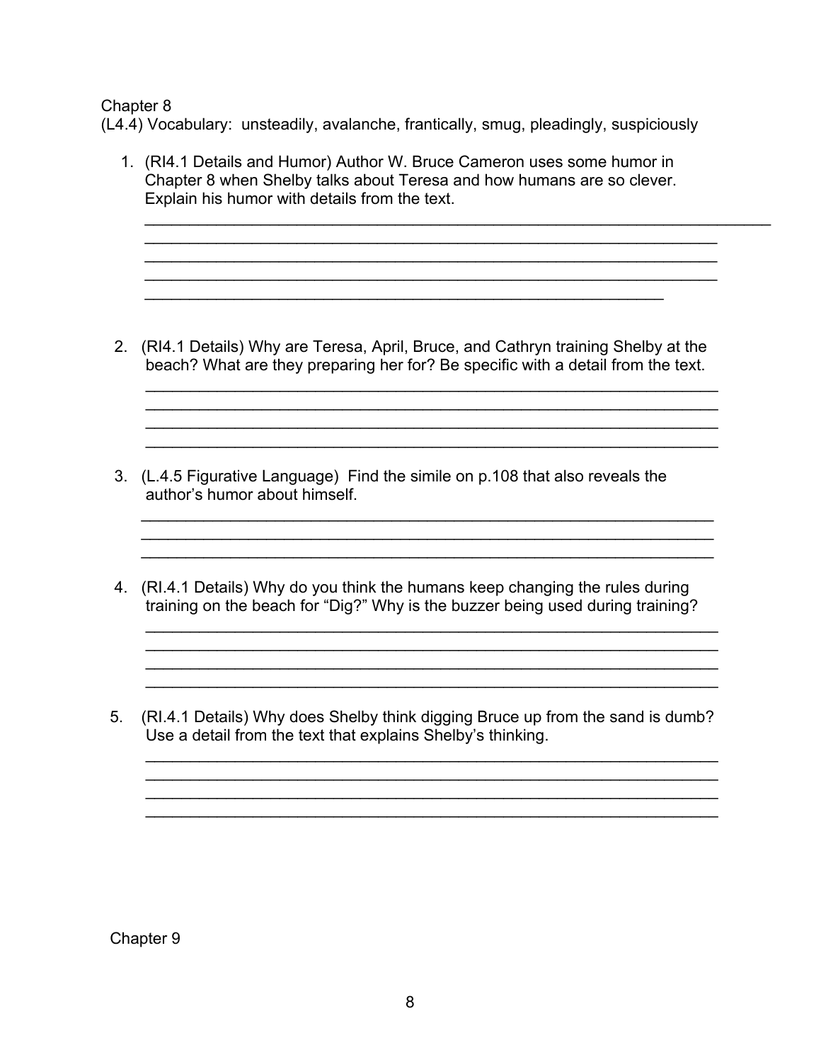Chapter 8

(L4.4) Vocabulary: unsteadily, avalanche, frantically, smug, pleadingly, suspiciously

1. (RI4.1 Details and Humor) Author W. Bruce Cameron uses some humor in Chapter 8 when Shelby talks about Teresa and how humans are so clever. Explain his humor with details from the text.

   ______________________________________________________________________
   ______________________________________________________________________
   ______________________________________________________________________
   ______________________________________________________________________
   ______________________________________________________________________

2. (RI4.1 Details) Why are Teresa, April, Bruce, and Cathryn training Shelby at the beach? What are they preparing her for? Be specific with a detail from the text.

   ______________________________________________________________________
   ______________________________________________________________________
   ______________________________________________________________________
   ______________________________________________________________________

3. (L.4.5 Figurative Language) Find the simile on p.108 that also reveals the author's humor about himself.

   ______________________________________________________________________
   ______________________________________________________________________
   ______________________________________________________________________

4. (RI.4.1 Details) Why do you think the humans keep changing the rules during training on the beach for "Dig?" Why is the buzzer being used during training?

   ______________________________________________________________________
   ______________________________________________________________________
   ______________________________________________________________________
   ______________________________________________________________________

5. (RI.4.1 Details) Why does Shelby think digging Bruce up from the sand is dumb? Use a detail from the text that explains Shelby's thinking.

   ______________________________________________________________________
   ______________________________________________________________________
   ______________________________________________________________________
   ______________________________________________________________________

Chapter 9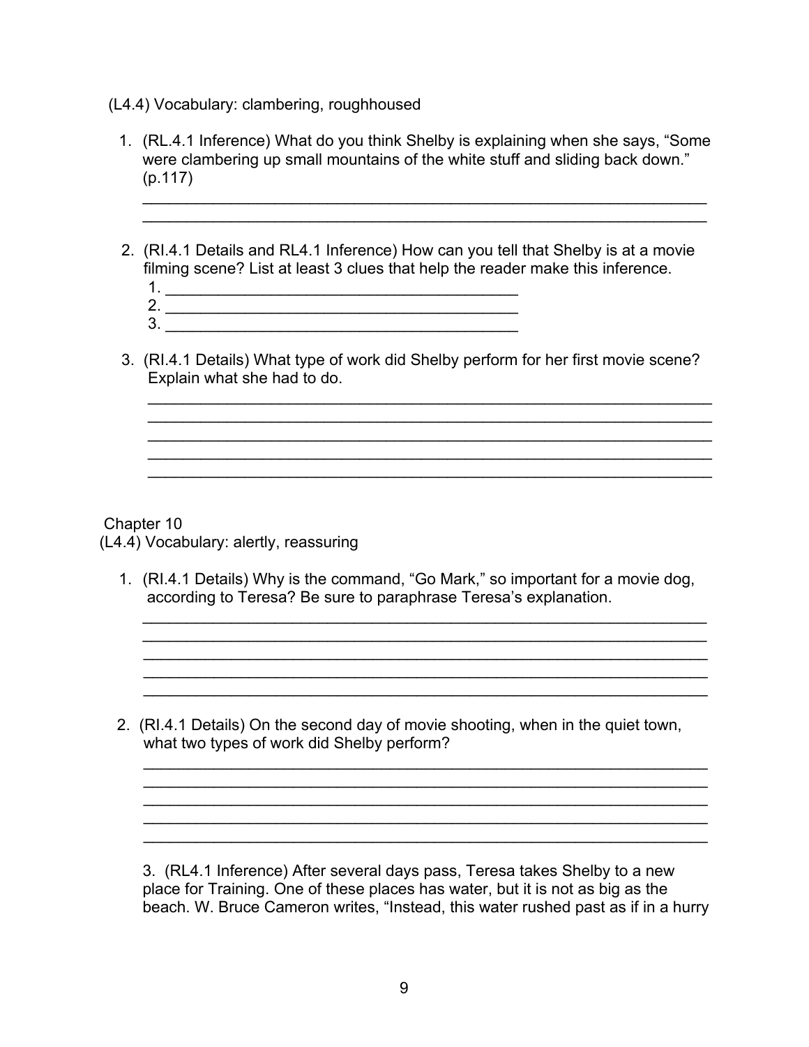(L4.4) Vocabulary: clambering, roughhoused

1. (RL.4.1 Inference) What do you think Shelby is explaining when she says, "Some were clambering up small mountains of the white stuff and sliding back down." (p.117)

   ______________________________________________________________
   ______________________________________________________________

2. (RI.4.1 Details and RL4.1 Inference) How can you tell that Shelby is at a movie filming scene? List at least 3 clues that help the reader make this inference.
   1. ________________________________________
   2. ________________________________________
   3. ________________________________________

3. (RI.4.1 Details) What type of work did Shelby perform for her first movie scene? Explain what she had to do.

   ______________________________________________________________
   ______________________________________________________________
   ______________________________________________________________
   ______________________________________________________________
   ______________________________________________________________

Chapter 10

(L4.4) Vocabulary: alertly, reassuring

1. (RI.4.1 Details) Why is the command, "Go Mark," so important for a movie dog, according to Teresa? Be sure to paraphrase Teresa's explanation.

   ______________________________________________________________
   ______________________________________________________________
   ______________________________________________________________
   ______________________________________________________________
   ______________________________________________________________

2. (RI.4.1 Details) On the second day of movie shooting, when in the quiet town, what two types of work did Shelby perform?

   ______________________________________________________________
   ______________________________________________________________
   ______________________________________________________________
   ______________________________________________________________
   ______________________________________________________________

3. (RL4.1 Inference) After several days pass, Teresa takes Shelby to a new place for Training. One of these places has water, but it is not as big as the beach. W. Bruce Cameron writes, "Instead, this water rushed past as if in a hurry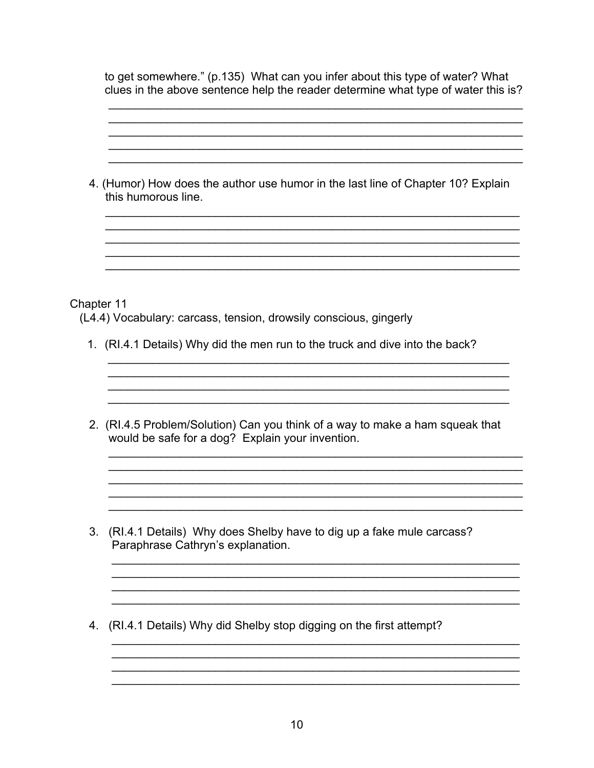to get somewhere." (p.135) What can you infer about this type of water? What clues in the above sentence help the reader determine what type of water this is?

_______________________________________________________________
_______________________________________________________________
_______________________________________________________________
_______________________________________________________________
_______________________________________________________________

4. (Humor) How does the author use humor in the last line of Chapter 10? Explain this humorous line.

_______________________________________________________________
_______________________________________________________________
_______________________________________________________________
_______________________________________________________________
_______________________________________________________________

Chapter 11

(L4.4) Vocabulary: carcass, tension, drowsily conscious, gingerly

1. (RI.4.1 Details) Why did the men run to the truck and dive into the back?

_______________________________________________________________
_______________________________________________________________
_______________________________________________________________
_______________________________________________________________

2. (RI.4.5 Problem/Solution) Can you think of a way to make a ham squeak that would be safe for a dog? Explain your invention.

_______________________________________________________________
_______________________________________________________________
_______________________________________________________________
_______________________________________________________________
_______________________________________________________________

3. (RI.4.1 Details) Why does Shelby have to dig up a fake mule carcass? Paraphrase Cathryn's explanation.

_______________________________________________________________
_______________________________________________________________
_______________________________________________________________
_______________________________________________________________

4. (RI.4.1 Details) Why did Shelby stop digging on the first attempt?

_______________________________________________________________
_______________________________________________________________
_______________________________________________________________
_______________________________________________________________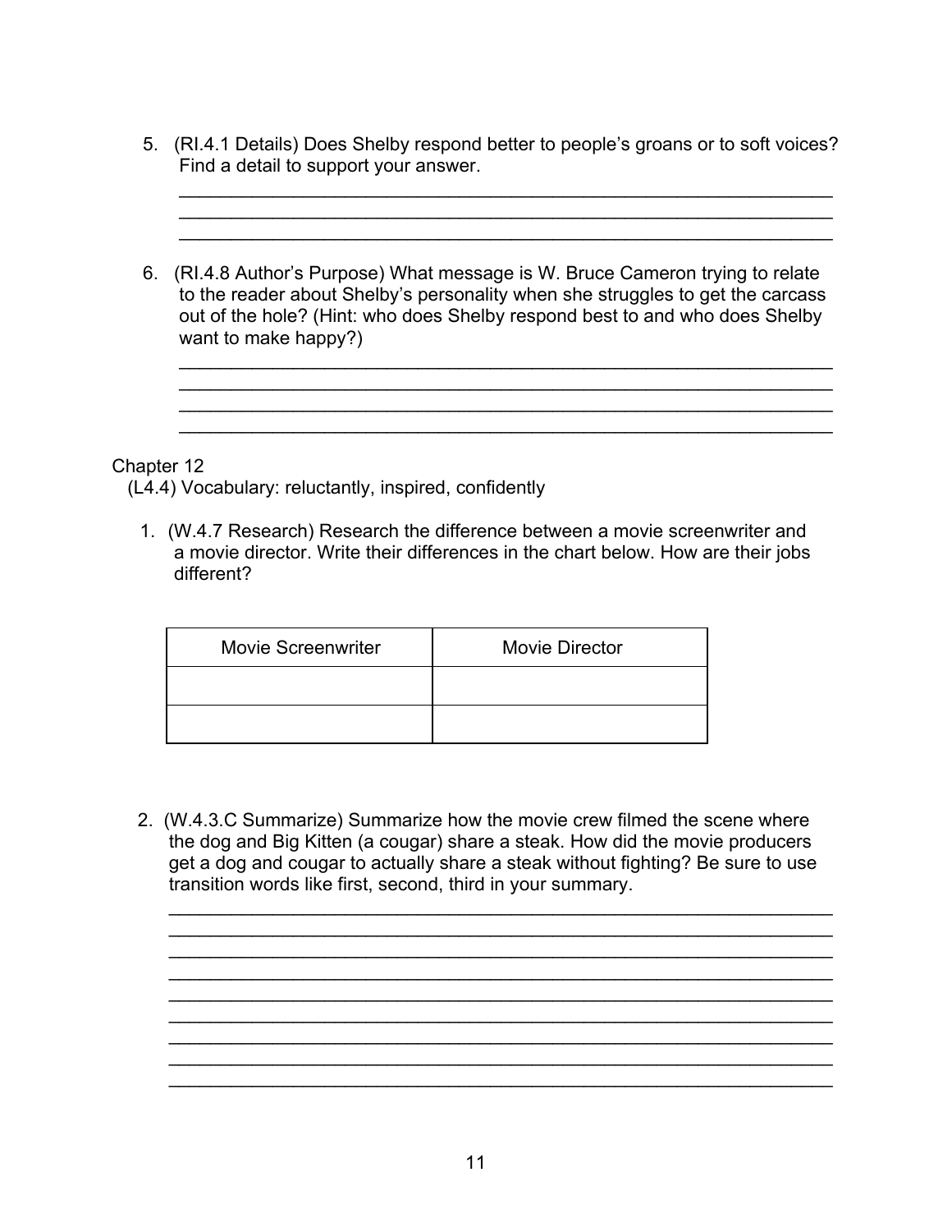5. (RI.4.1 Details) Does Shelby respond better to people's groans or to soft voices? Find a detail to support your answer.

_________________________________________________________________
_________________________________________________________________
_________________________________________________________________

6. (RI.4.8 Author's Purpose) What message is W. Bruce Cameron trying to relate to the reader about Shelby's personality when she struggles to get the carcass out of the hole? (Hint: who does Shelby respond best to and who does Shelby want to make happy?)

_________________________________________________________________
_________________________________________________________________
_________________________________________________________________
_________________________________________________________________

Chapter 12

(L4.4) Vocabulary: reluctantly, inspired, confidently

1. (W.4.7 Research) Research the difference between a movie screenwriter and a movie director. Write their differences in the chart below. How are their jobs different?

| Movie Screenwriter | Movie Director |
| --- | --- |
| | |
| | |

2. (W.4.3.C Summarize) Summarize how the movie crew filmed the scene where the dog and Big Kitten (a cougar) share a steak. How did the movie producers get a dog and cougar to actually share a steak without fighting? Be sure to use transition words like first, second, third in your summary.

_________________________________________________________________
_________________________________________________________________
_________________________________________________________________
_________________________________________________________________
_________________________________________________________________
_________________________________________________________________
_________________________________________________________________
_________________________________________________________________
_________________________________________________________________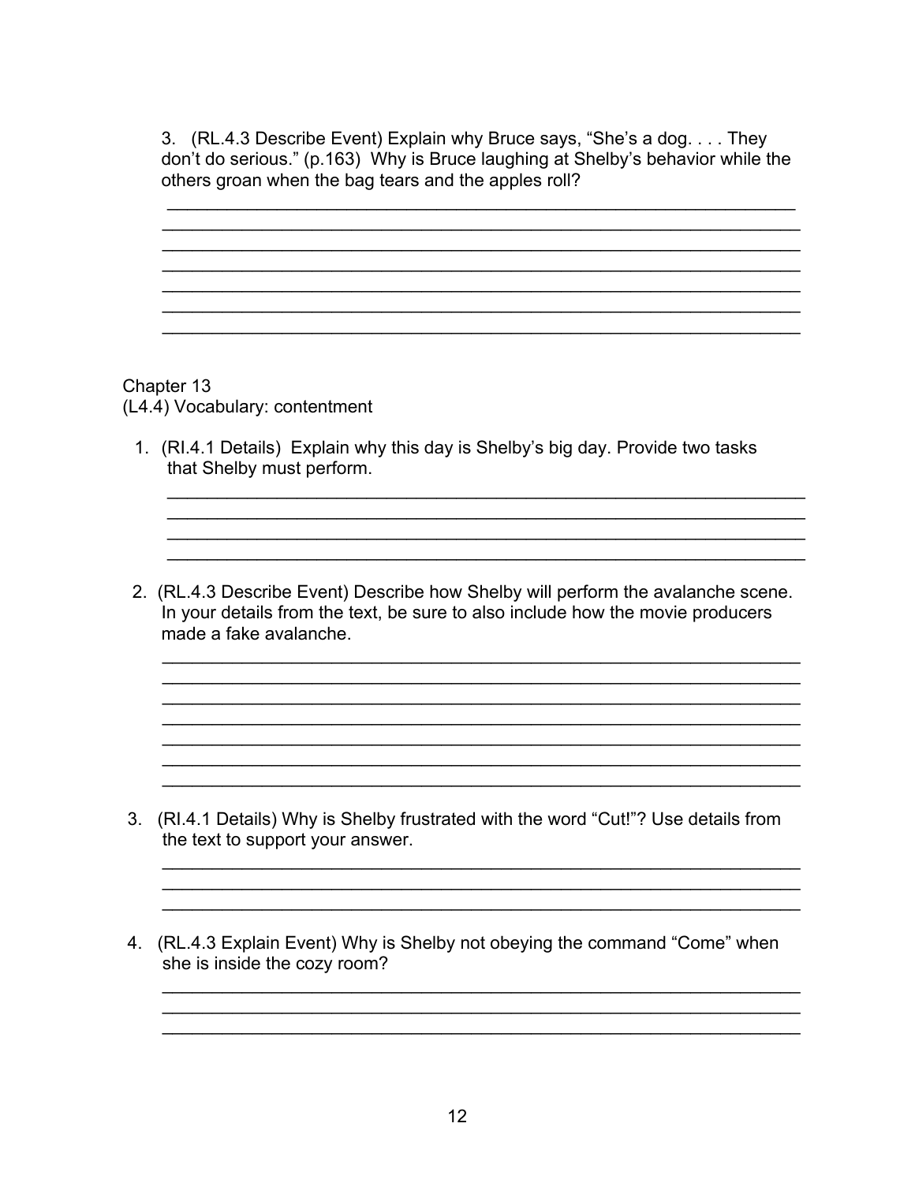3. (RL.4.3 Describe Event) Explain why Bruce says, “She’s a dog. . . . They don’t do serious.” (p.163) Why is Bruce laughing at Shelby’s behavior while the others groan when the bag tears and the apples roll?

______________________________________________________________
______________________________________________________________
______________________________________________________________
______________________________________________________________
______________________________________________________________
______________________________________________________________
______________________________________________________________

Chapter 13
(L4.4) Vocabulary: contentment

1. (RI.4.1 Details) Explain why this day is Shelby’s big day. Provide two tasks that Shelby must perform.

______________________________________________________________
______________________________________________________________
______________________________________________________________
______________________________________________________________

2. (RL.4.3 Describe Event) Describe how Shelby will perform the avalanche scene. In your details from the text, be sure to also include how the movie producers made a fake avalanche.

______________________________________________________________
______________________________________________________________
______________________________________________________________
______________________________________________________________
______________________________________________________________
______________________________________________________________
______________________________________________________________

3. (RI.4.1 Details) Why is Shelby frustrated with the word “Cut!”? Use details from the text to support your answer.

______________________________________________________________
______________________________________________________________
______________________________________________________________

4. (RL.4.3 Explain Event) Why is Shelby not obeying the command “Come” when she is inside the cozy room?

______________________________________________________________
______________________________________________________________
______________________________________________________________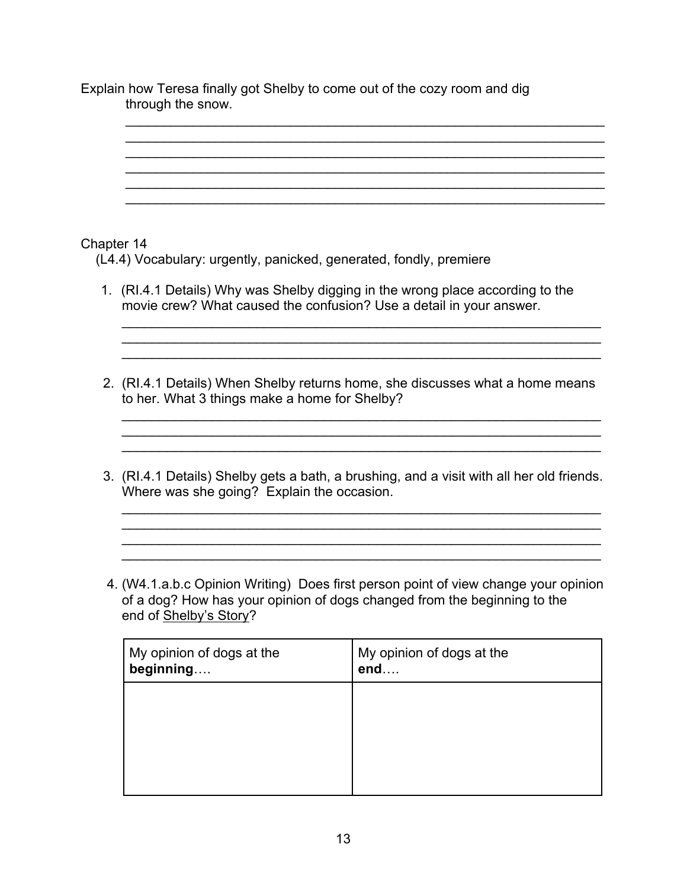Explain how Teresa finally got Shelby to come out of the cozy room and dig through the snow.

______________________________________________________________________
______________________________________________________________________
______________________________________________________________________
______________________________________________________________________
______________________________________________________________________
______________________________________________________________________

Chapter 14

(L4.4) Vocabulary: urgently, panicked, generated, fondly, premiere

1. (RI.4.1 Details) Why was Shelby digging in the wrong place according to the movie crew? What caused the confusion? Use a detail in your answer.

   ______________________________________________________________________
   ______________________________________________________________________
   ______________________________________________________________________

2. (RI.4.1 Details) When Shelby returns home, she discusses what a home means to her. What 3 things make a home for Shelby?

   ______________________________________________________________________
   ______________________________________________________________________
   ______________________________________________________________________

3. (RI.4.1 Details) Shelby gets a bath, a brushing, and a visit with all her old friends. Where was she going? Explain the occasion.

   ______________________________________________________________________
   ______________________________________________________________________
   ______________________________________________________________________
   ______________________________________________________________________

4. (W4.1.a.b.c Opinion Writing) Does first person point of view change your opinion of a dog? How has your opinion of dogs changed from the beginning to the end of Shelby's Story?

| My opinion of dogs at the **beginning**…. | My opinion of dogs at the **end**…. |
| --- | --- |
| | |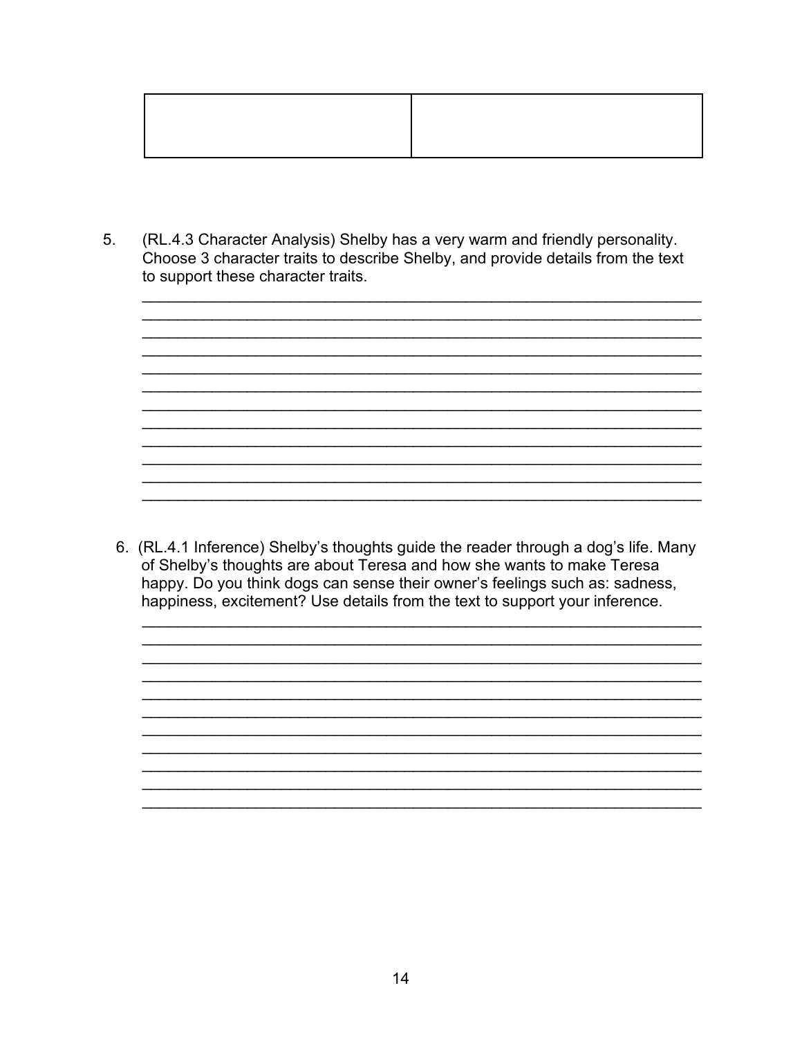| | |
|---|---|
| | |

5. (RL.4.3 Character Analysis) Shelby has a very warm and friendly personality. Choose 3 character traits to describe Shelby, and provide details from the text to support these character traits.

____________________________________________________________________
____________________________________________________________________
____________________________________________________________________
____________________________________________________________________
____________________________________________________________________
____________________________________________________________________
____________________________________________________________________
____________________________________________________________________
____________________________________________________________________
____________________________________________________________________
____________________________________________________________________
____________________________________________________________________

6. (RL.4.1 Inference) Shelby's thoughts guide the reader through a dog's life. Many of Shelby's thoughts are about Teresa and how she wants to make Teresa happy. Do you think dogs can sense their owner's feelings such as: sadness, happiness, excitement? Use details from the text to support your inference.

____________________________________________________________________
____________________________________________________________________
____________________________________________________________________
____________________________________________________________________
____________________________________________________________________
____________________________________________________________________
____________________________________________________________________
____________________________________________________________________
____________________________________________________________________
____________________________________________________________________
____________________________________________________________________